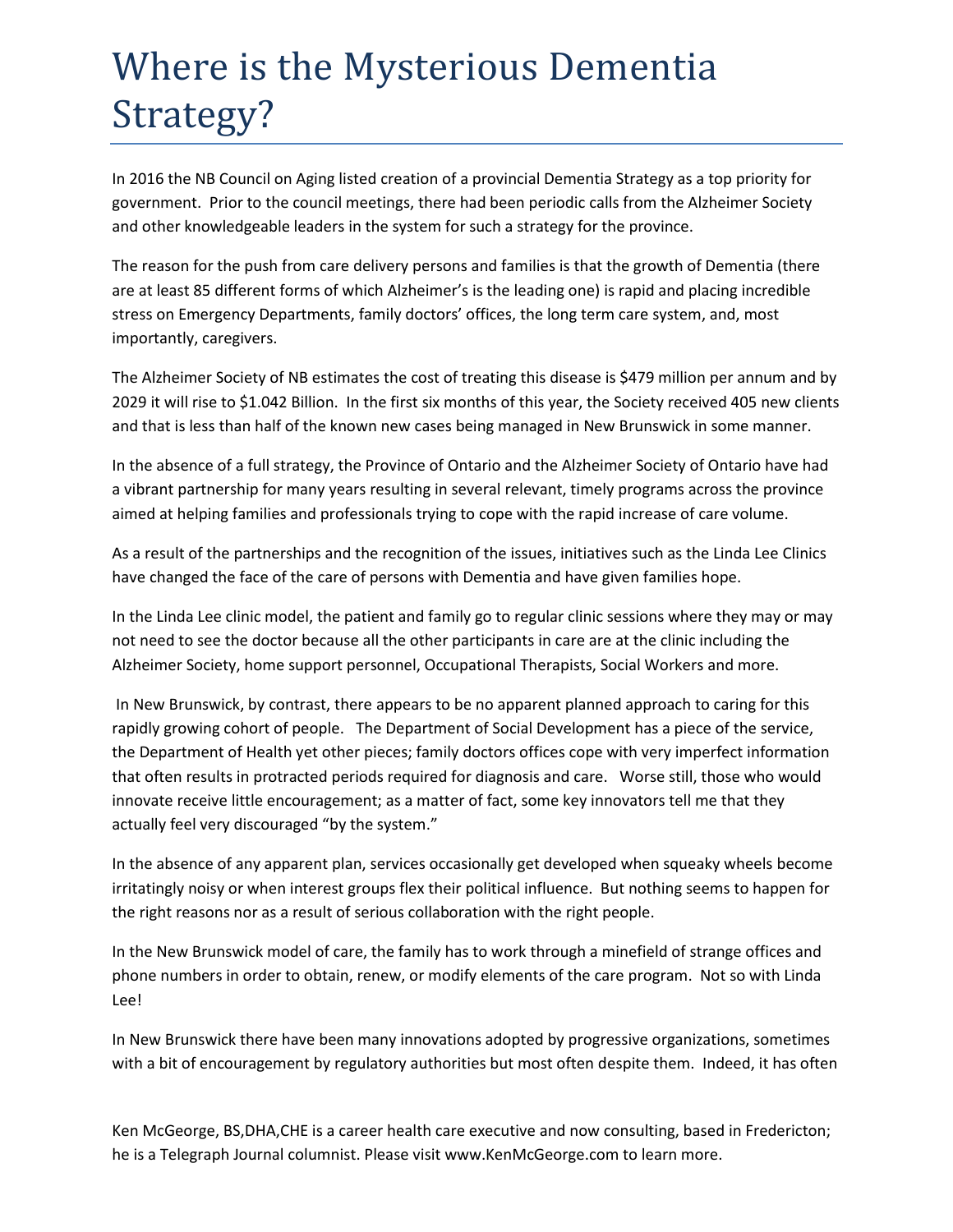# Where is the Mysterious Dementia Strategy?

In 2016 the NB Council on Aging listed creation of a provincial Dementia Strategy as a top priority for government. Prior to the council meetings, there had been periodic calls from the Alzheimer Society and other knowledgeable leaders in the system for such a strategy for the province.

The reason for the push from care delivery persons and families is that the growth of Dementia (there are at least 85 different forms of which Alzheimer's is the leading one) is rapid and placing incredible stress on Emergency Departments, family doctors' offices, the long term care system, and, most importantly, caregivers.

The Alzheimer Society of NB estimates the cost of treating this disease is $479 million per annum and by 2029 it will rise to $1.042 Billion. In the first six months of this year, the Society received 405 new clients and that is less than half of the known new cases being managed in New Brunswick in some manner.

In the absence of a full strategy, the Province of Ontario and the Alzheimer Society of Ontario have had a vibrant partnership for many years resulting in several relevant, timely programs across the province aimed at helping families and professionals trying to cope with the rapid increase of care volume.

As a result of the partnerships and the recognition of the issues, initiatives such as the Linda Lee Clinics have changed the face of the care of persons with Dementia and have given families hope.

In the Linda Lee clinic model, the patient and family go to regular clinic sessions where they may or may not need to see the doctor because all the other participants in care are at the clinic including the Alzheimer Society, home support personnel, Occupational Therapists, Social Workers and more.

In New Brunswick, by contrast, there appears to be no apparent planned approach to caring for this rapidly growing cohort of people. The Department of Social Development has a piece of the service, the Department of Health yet other pieces; family doctors offices cope with very imperfect information that often results in protracted periods required for diagnosis and care. Worse still, those who would innovate receive little encouragement; as a matter of fact, some key innovators tell me that they actually feel very discouraged "by the system."

In the absence of any apparent plan, services occasionally get developed when squeaky wheels become irritatingly noisy or when interest groups flex their political influence. But nothing seems to happen for the right reasons nor as a result of serious collaboration with the right people.

In the New Brunswick model of care, the family has to work through a minefield of strange offices and phone numbers in order to obtain, renew, or modify elements of the care program. Not so with Linda Lee!

In New Brunswick there have been many innovations adopted by progressive organizations, sometimes with a bit of encouragement by regulatory authorities but most often despite them. Indeed, it has often

Ken McGeorge, BS,DHA,CHE is a career health care executive and now consulting, based in Fredericton; he is a Telegraph Journal columnist. Please visit www.KenMcGeorge.com to learn more.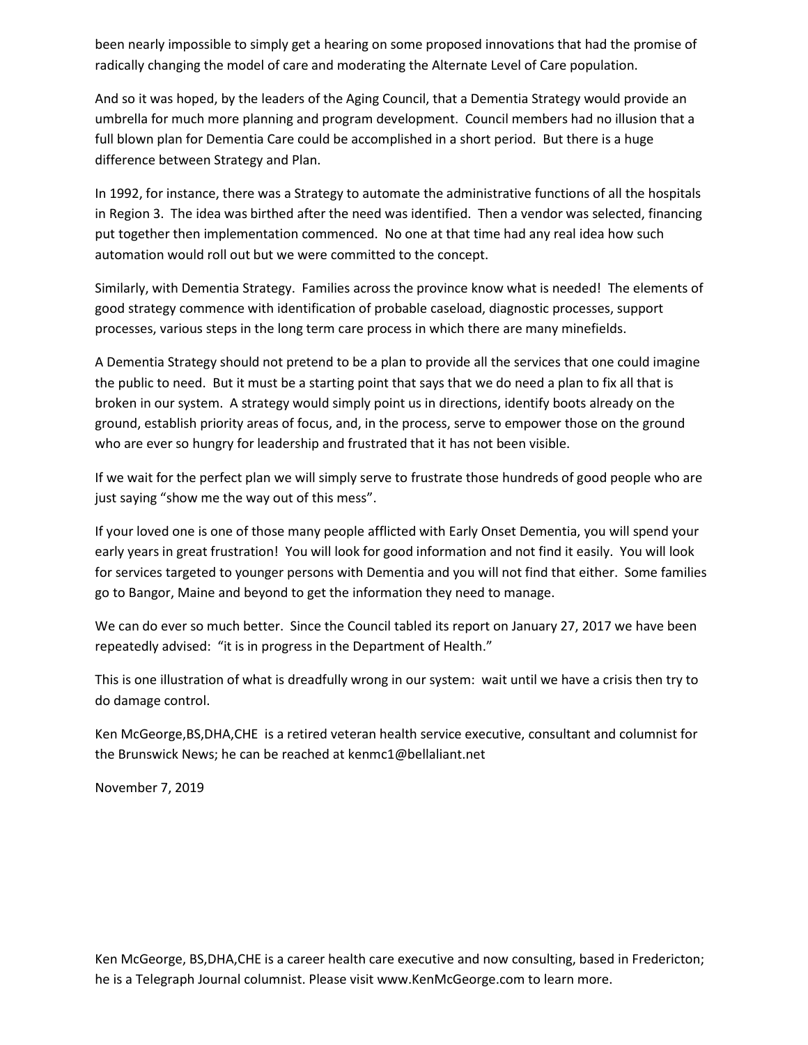been nearly impossible to simply get a hearing on some proposed innovations that had the promise of radically changing the model of care and moderating the Alternate Level of Care population.

And so it was hoped, by the leaders of the Aging Council, that a Dementia Strategy would provide an umbrella for much more planning and program development. Council members had no illusion that a full blown plan for Dementia Care could be accomplished in a short period. But there is a huge difference between Strategy and Plan.

In 1992, for instance, there was a Strategy to automate the administrative functions of all the hospitals in Region 3. The idea was birthed after the need was identified. Then a vendor was selected, financing put together then implementation commenced. No one at that time had any real idea how such automation would roll out but we were committed to the concept.

Similarly, with Dementia Strategy. Families across the province know what is needed! The elements of good strategy commence with identification of probable caseload, diagnostic processes, support processes, various steps in the long term care process in which there are many minefields.

A Dementia Strategy should not pretend to be a plan to provide all the services that one could imagine the public to need. But it must be a starting point that says that we do need a plan to fix all that is broken in our system. A strategy would simply point us in directions, identify boots already on the ground, establish priority areas of focus, and, in the process, serve to empower those on the ground who are ever so hungry for leadership and frustrated that it has not been visible.

If we wait for the perfect plan we will simply serve to frustrate those hundreds of good people who are just saying "show me the way out of this mess".

If your loved one is one of those many people afflicted with Early Onset Dementia, you will spend your early years in great frustration! You will look for good information and not find it easily. You will look for services targeted to younger persons with Dementia and you will not find that either. Some families go to Bangor, Maine and beyond to get the information they need to manage.

We can do ever so much better. Since the Council tabled its report on January 27, 2017 we have been repeatedly advised: "it is in progress in the Department of Health."

This is one illustration of what is dreadfully wrong in our system: wait until we have a crisis then try to do damage control.

Ken McGeorge,BS,DHA,CHE is a retired veteran health service executive, consultant and columnist for the Brunswick News; he can be reached at kenmc1@bellaliant.net

November 7, 2019

Ken McGeorge, BS,DHA,CHE is a career health care executive and now consulting, based in Fredericton; he is a Telegraph Journal columnist. Please visit www.KenMcGeorge.com to learn more.